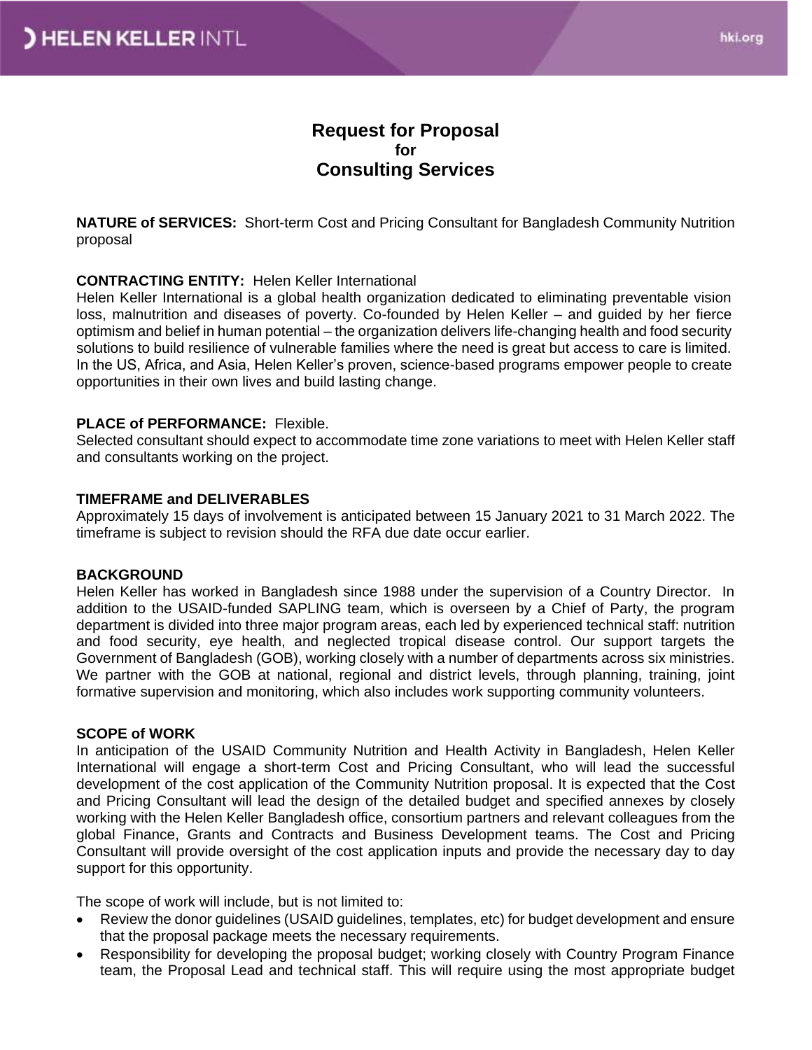# Request for Proposal
## for
# Consulting Services

**NATURE of SERVICES:** Short-term Cost and Pricing Consultant for Bangladesh Community Nutrition proposal

**CONTRACTING ENTITY:** Helen Keller International
Helen Keller International is a global health organization dedicated to eliminating preventable vision loss, malnutrition and diseases of poverty. Co-founded by Helen Keller – and guided by her fierce optimism and belief in human potential – the organization delivers life-changing health and food security solutions to build resilience of vulnerable families where the need is great but access to care is limited. In the US, Africa, and Asia, Helen Keller's proven, science-based programs empower people to create opportunities in their own lives and build lasting change.

**PLACE of PERFORMANCE:** Flexible.
Selected consultant should expect to accommodate time zone variations to meet with Helen Keller staff and consultants working on the project.

**TIMEFRAME and DELIVERABLES**
Approximately 15 days of involvement is anticipated between 15 January 2021 to 31 March 2022. The timeframe is subject to revision should the RFA due date occur earlier.

**BACKGROUND**
Helen Keller has worked in Bangladesh since 1988 under the supervision of a Country Director. In addition to the USAID-funded SAPLING team, which is overseen by a Chief of Party, the program department is divided into three major program areas, each led by experienced technical staff: nutrition and food security, eye health, and neglected tropical disease control. Our support targets the Government of Bangladesh (GOB), working closely with a number of departments across six ministries. We partner with the GOB at national, regional and district levels, through planning, training, joint formative supervision and monitoring, which also includes work supporting community volunteers.

**SCOPE of WORK**
In anticipation of the USAID Community Nutrition and Health Activity in Bangladesh, Helen Keller International will engage a short-term Cost and Pricing Consultant, who will lead the successful development of the cost application of the Community Nutrition proposal. It is expected that the Cost and Pricing Consultant will lead the design of the detailed budget and specified annexes by closely working with the Helen Keller Bangladesh office, consortium partners and relevant colleagues from the global Finance, Grants and Contracts and Business Development teams. The Cost and Pricing Consultant will provide oversight of the cost application inputs and provide the necessary day to day support for this opportunity.

The scope of work will include, but is not limited to:

- Review the donor guidelines (USAID guidelines, templates, etc) for budget development and ensure that the proposal package meets the necessary requirements.
- Responsibility for developing the proposal budget; working closely with Country Program Finance team, the Proposal Lead and technical staff. This will require using the most appropriate budget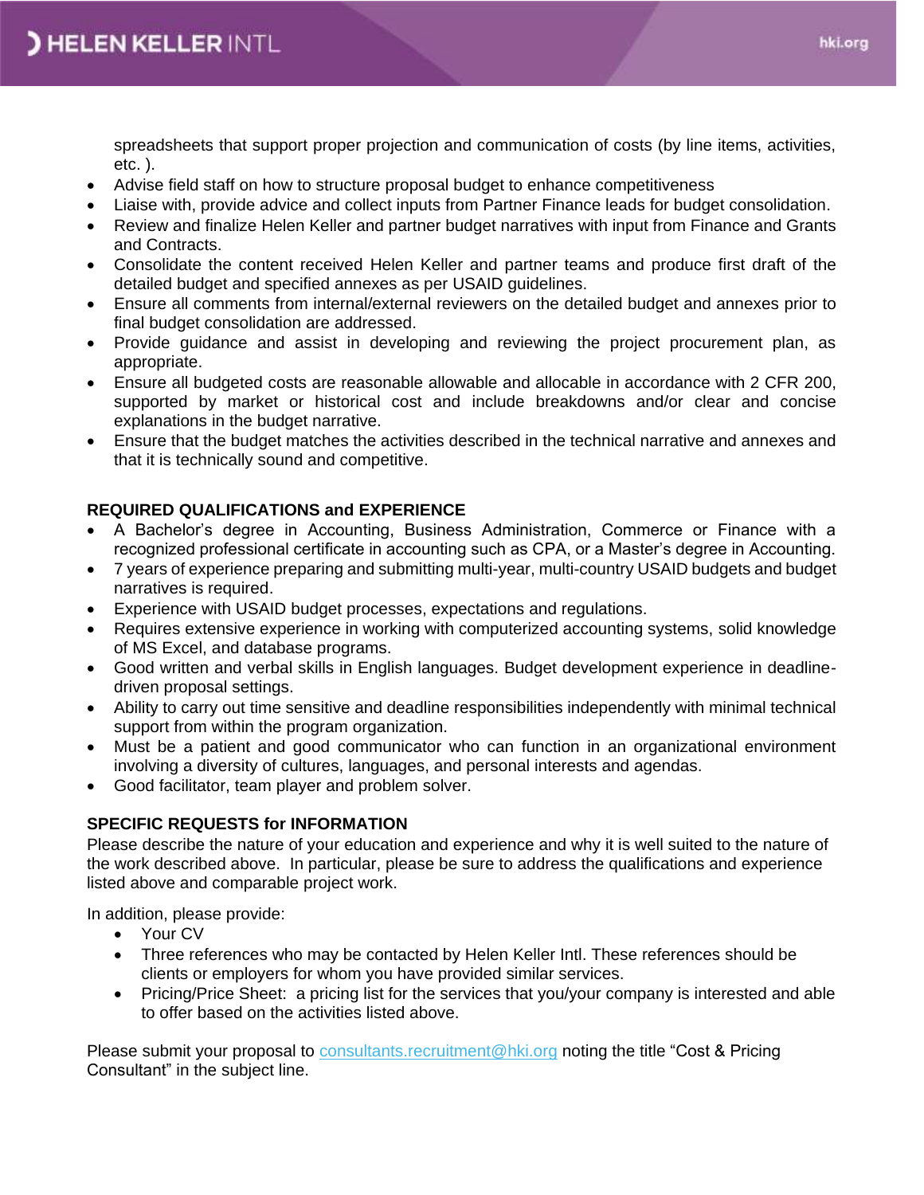spreadsheets that support proper projection and communication of costs (by line items, activities, etc. ).

- Advise field staff on how to structure proposal budget to enhance competitiveness
- Liaise with, provide advice and collect inputs from Partner Finance leads for budget consolidation.
- Review and finalize Helen Keller and partner budget narratives with input from Finance and Grants and Contracts.
- Consolidate the content received Helen Keller and partner teams and produce first draft of the detailed budget and specified annexes as per USAID guidelines.
- Ensure all comments from internal/external reviewers on the detailed budget and annexes prior to final budget consolidation are addressed.
- Provide guidance and assist in developing and reviewing the project procurement plan, as appropriate.
- Ensure all budgeted costs are reasonable allowable and allocable in accordance with 2 CFR 200, supported by market or historical cost and include breakdowns and/or clear and concise explanations in the budget narrative.
- Ensure that the budget matches the activities described in the technical narrative and annexes and that it is technically sound and competitive.

**REQUIRED QUALIFICATIONS and EXPERIENCE**

- A Bachelor's degree in Accounting, Business Administration, Commerce or Finance with a recognized professional certificate in accounting such as CPA, or a Master's degree in Accounting.
- 7 years of experience preparing and submitting multi-year, multi-country USAID budgets and budget narratives is required.
- Experience with USAID budget processes, expectations and regulations.
- Requires extensive experience in working with computerized accounting systems, solid knowledge of MS Excel, and database programs.
- Good written and verbal skills in English languages. Budget development experience in deadline-driven proposal settings.
- Ability to carry out time sensitive and deadline responsibilities independently with minimal technical support from within the program organization.
- Must be a patient and good communicator who can function in an organizational environment involving a diversity of cultures, languages, and personal interests and agendas.
- Good facilitator, team player and problem solver.

**SPECIFIC REQUESTS for INFORMATION**

Please describe the nature of your education and experience and why it is well suited to the nature of the work described above. In particular, please be sure to address the qualifications and experience listed above and comparable project work.

In addition, please provide:

- Your CV
- Three references who may be contacted by Helen Keller Intl. These references should be clients or employers for whom you have provided similar services.
- Pricing/Price Sheet: a pricing list for the services that you/your company is interested and able to offer based on the activities listed above.

Please submit your proposal to consultants.recruitment@hki.org noting the title "Cost & Pricing Consultant" in the subject line.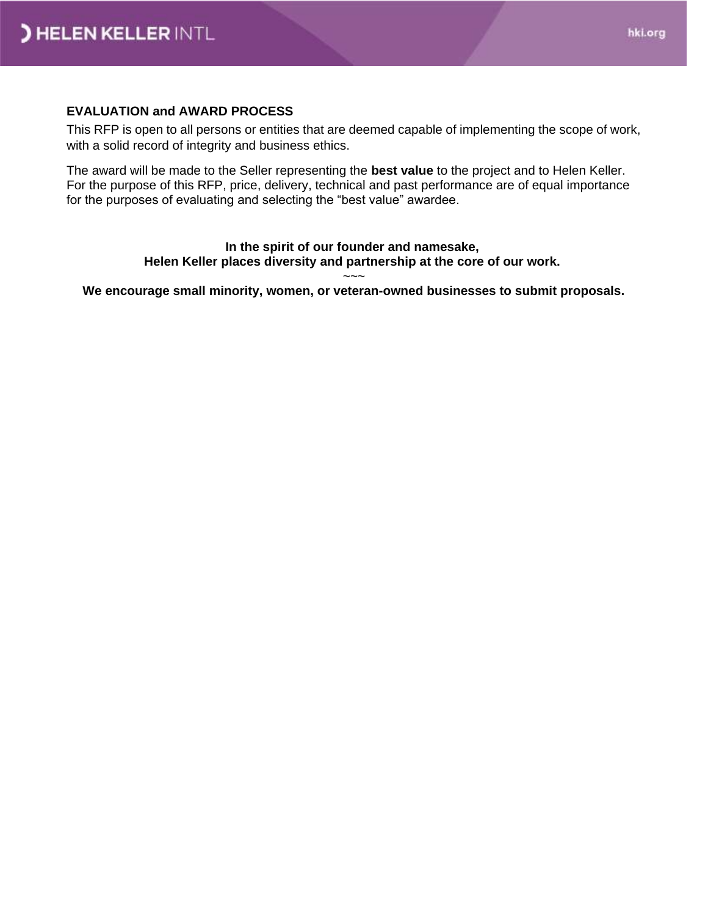## EVALUATION and AWARD PROCESS

This RFP is open to all persons or entities that are deemed capable of implementing the scope of work, with a solid record of integrity and business ethics.

The award will be made to the Seller representing the **best value** to the project and to Helen Keller. For the purpose of this RFP, price, delivery, technical and past performance are of equal importance for the purposes of evaluating and selecting the "best value" awardee.

**In the spirit of our founder and namesake,**
**Helen Keller places diversity and partnership at the core of our work.**

~~~

**We encourage small minority, women, or veteran-owned businesses to submit proposals.**